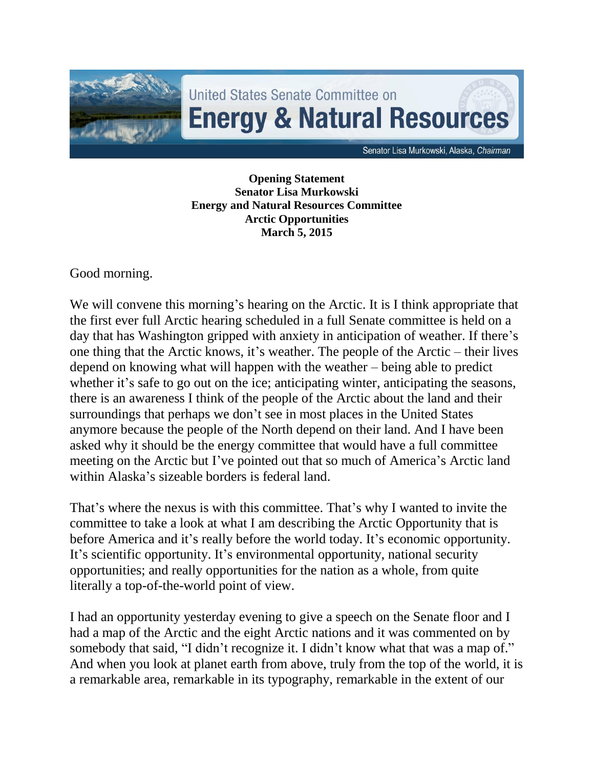United States Senate Committee on
**Energy & Natural Resources**

Senator Lisa Murkowski, Alaska, *Chairman*

**Opening Statement**
**Senator Lisa Murkowski**
**Energy and Natural Resources Committee**
**Arctic Opportunities**
**March 5, 2015**

Good morning.

We will convene this morning's hearing on the Arctic. It is I think appropriate that the first ever full Arctic hearing scheduled in a full Senate committee is held on a day that has Washington gripped with anxiety in anticipation of weather. If there's one thing that the Arctic knows, it's weather. The people of the Arctic – their lives depend on knowing what will happen with the weather – being able to predict whether it's safe to go out on the ice; anticipating winter, anticipating the seasons, there is an awareness I think of the people of the Arctic about the land and their surroundings that perhaps we don't see in most places in the United States anymore because the people of the North depend on their land. And I have been asked why it should be the energy committee that would have a full committee meeting on the Arctic but I've pointed out that so much of America's Arctic land within Alaska's sizeable borders is federal land.

That's where the nexus is with this committee. That's why I wanted to invite the committee to take a look at what I am describing the Arctic Opportunity that is before America and it's really before the world today. It's economic opportunity. It's scientific opportunity. It's environmental opportunity, national security opportunities; and really opportunities for the nation as a whole, from quite literally a top-of-the-world point of view.

I had an opportunity yesterday evening to give a speech on the Senate floor and I had a map of the Arctic and the eight Arctic nations and it was commented on by somebody that said, "I didn't recognize it. I didn't know what that was a map of." And when you look at planet earth from above, truly from the top of the world, it is a remarkable area, remarkable in its typography, remarkable in the extent of our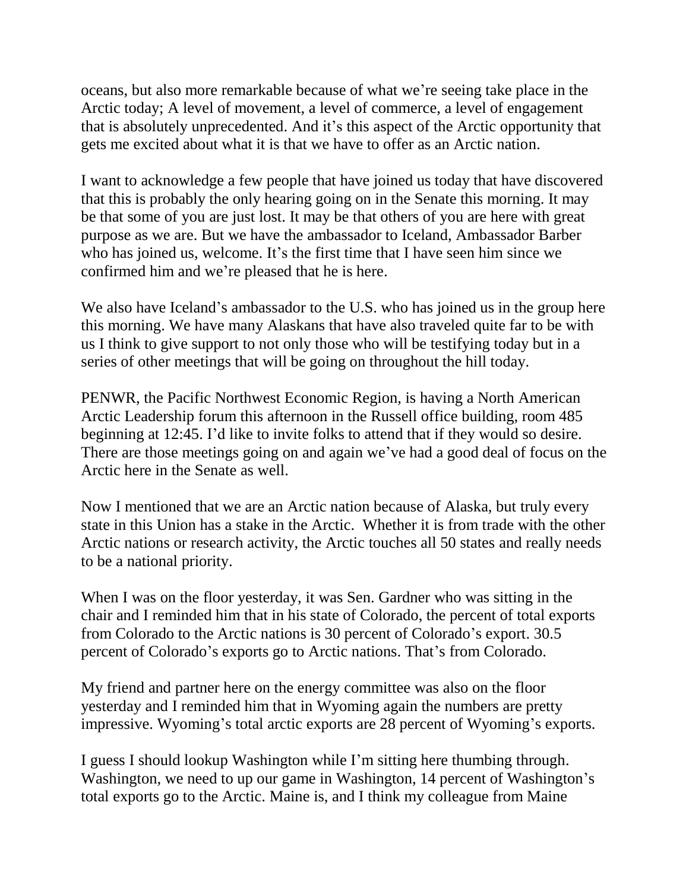oceans, but also more remarkable because of what we're seeing take place in the Arctic today; A level of movement, a level of commerce, a level of engagement that is absolutely unprecedented. And it's this aspect of the Arctic opportunity that gets me excited about what it is that we have to offer as an Arctic nation.

I want to acknowledge a few people that have joined us today that have discovered that this is probably the only hearing going on in the Senate this morning. It may be that some of you are just lost. It may be that others of you are here with great purpose as we are. But we have the ambassador to Iceland, Ambassador Barber who has joined us, welcome. It's the first time that I have seen him since we confirmed him and we're pleased that he is here.

We also have Iceland's ambassador to the U.S. who has joined us in the group here this morning. We have many Alaskans that have also traveled quite far to be with us I think to give support to not only those who will be testifying today but in a series of other meetings that will be going on throughout the hill today.

PENWR, the Pacific Northwest Economic Region, is having a North American Arctic Leadership forum this afternoon in the Russell office building, room 485 beginning at 12:45. I'd like to invite folks to attend that if they would so desire. There are those meetings going on and again we've had a good deal of focus on the Arctic here in the Senate as well.

Now I mentioned that we are an Arctic nation because of Alaska, but truly every state in this Union has a stake in the Arctic. Whether it is from trade with the other Arctic nations or research activity, the Arctic touches all 50 states and really needs to be a national priority.

When I was on the floor yesterday, it was Sen. Gardner who was sitting in the chair and I reminded him that in his state of Colorado, the percent of total exports from Colorado to the Arctic nations is 30 percent of Colorado's export. 30.5 percent of Colorado's exports go to Arctic nations. That's from Colorado.

My friend and partner here on the energy committee was also on the floor yesterday and I reminded him that in Wyoming again the numbers are pretty impressive. Wyoming's total arctic exports are 28 percent of Wyoming's exports.

I guess I should lookup Washington while I'm sitting here thumbing through. Washington, we need to up our game in Washington, 14 percent of Washington's total exports go to the Arctic. Maine is, and I think my colleague from Maine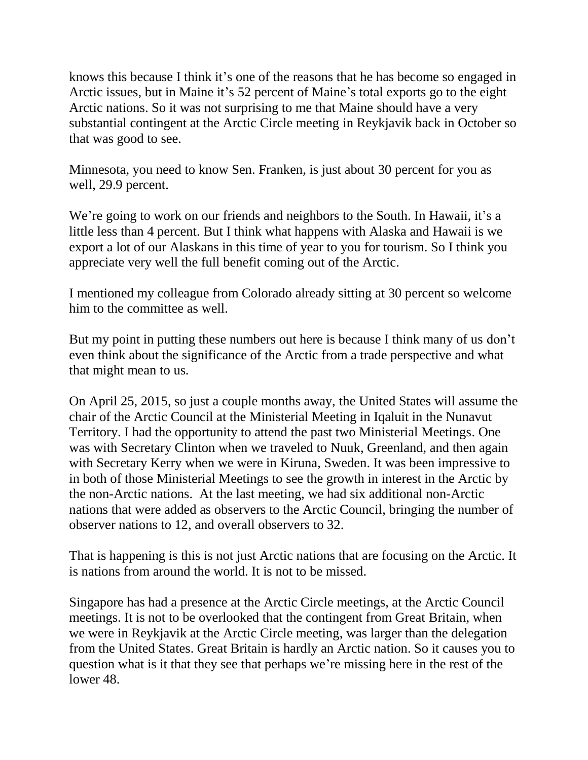knows this because I think it's one of the reasons that he has become so engaged in Arctic issues, but in Maine it's 52 percent of Maine's total exports go to the eight Arctic nations. So it was not surprising to me that Maine should have a very substantial contingent at the Arctic Circle meeting in Reykjavik back in October so that was good to see.

Minnesota, you need to know Sen. Franken, is just about 30 percent for you as well, 29.9 percent.

We're going to work on our friends and neighbors to the South. In Hawaii, it's a little less than 4 percent. But I think what happens with Alaska and Hawaii is we export a lot of our Alaskans in this time of year to you for tourism. So I think you appreciate very well the full benefit coming out of the Arctic.

I mentioned my colleague from Colorado already sitting at 30 percent so welcome him to the committee as well.

But my point in putting these numbers out here is because I think many of us don't even think about the significance of the Arctic from a trade perspective and what that might mean to us.

On April 25, 2015, so just a couple months away, the United States will assume the chair of the Arctic Council at the Ministerial Meeting in Iqaluit in the Nunavut Territory. I had the opportunity to attend the past two Ministerial Meetings. One was with Secretary Clinton when we traveled to Nuuk, Greenland, and then again with Secretary Kerry when we were in Kiruna, Sweden. It was been impressive to in both of those Ministerial Meetings to see the growth in interest in the Arctic by the non-Arctic nations. At the last meeting, we had six additional non-Arctic nations that were added as observers to the Arctic Council, bringing the number of observer nations to 12, and overall observers to 32.

That is happening is this is not just Arctic nations that are focusing on the Arctic. It is nations from around the world. It is not to be missed.

Singapore has had a presence at the Arctic Circle meetings, at the Arctic Council meetings. It is not to be overlooked that the contingent from Great Britain, when we were in Reykjavik at the Arctic Circle meeting, was larger than the delegation from the United States. Great Britain is hardly an Arctic nation. So it causes you to question what is it that they see that perhaps we're missing here in the rest of the lower 48.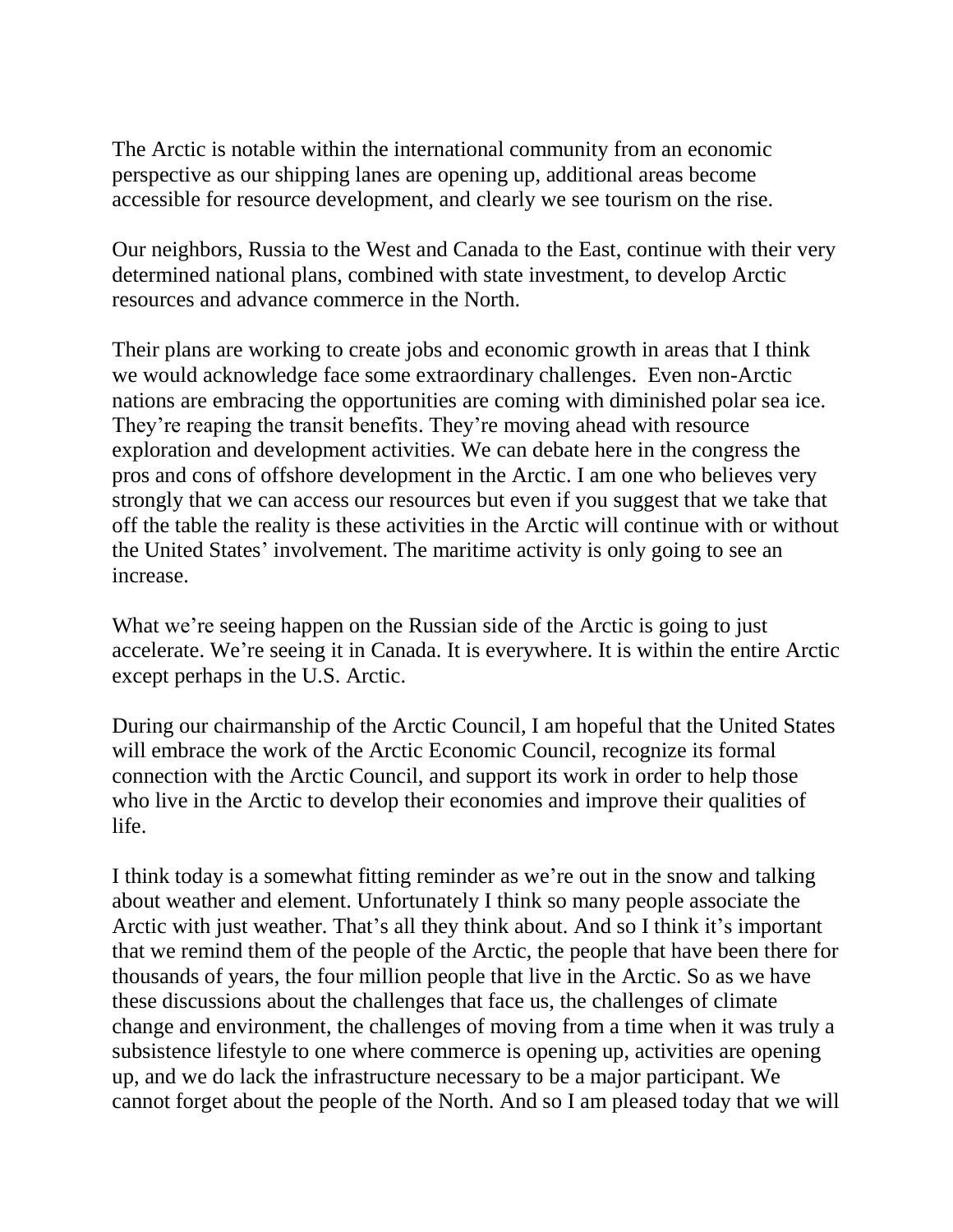The Arctic is notable within the international community from an economic perspective as our shipping lanes are opening up, additional areas become accessible for resource development, and clearly we see tourism on the rise.

Our neighbors, Russia to the West and Canada to the East, continue with their very determined national plans, combined with state investment, to develop Arctic resources and advance commerce in the North.

Their plans are working to create jobs and economic growth in areas that I think we would acknowledge face some extraordinary challenges. Even non-Arctic nations are embracing the opportunities are coming with diminished polar sea ice. They're reaping the transit benefits. They're moving ahead with resource exploration and development activities. We can debate here in the congress the pros and cons of offshore development in the Arctic. I am one who believes very strongly that we can access our resources but even if you suggest that we take that off the table the reality is these activities in the Arctic will continue with or without the United States' involvement. The maritime activity is only going to see an increase.

What we're seeing happen on the Russian side of the Arctic is going to just accelerate. We're seeing it in Canada. It is everywhere. It is within the entire Arctic except perhaps in the U.S. Arctic.

During our chairmanship of the Arctic Council, I am hopeful that the United States will embrace the work of the Arctic Economic Council, recognize its formal connection with the Arctic Council, and support its work in order to help those who live in the Arctic to develop their economies and improve their qualities of life.

I think today is a somewhat fitting reminder as we're out in the snow and talking about weather and element. Unfortunately I think so many people associate the Arctic with just weather. That's all they think about. And so I think it's important that we remind them of the people of the Arctic, the people that have been there for thousands of years, the four million people that live in the Arctic. So as we have these discussions about the challenges that face us, the challenges of climate change and environment, the challenges of moving from a time when it was truly a subsistence lifestyle to one where commerce is opening up, activities are opening up, and we do lack the infrastructure necessary to be a major participant. We cannot forget about the people of the North. And so I am pleased today that we will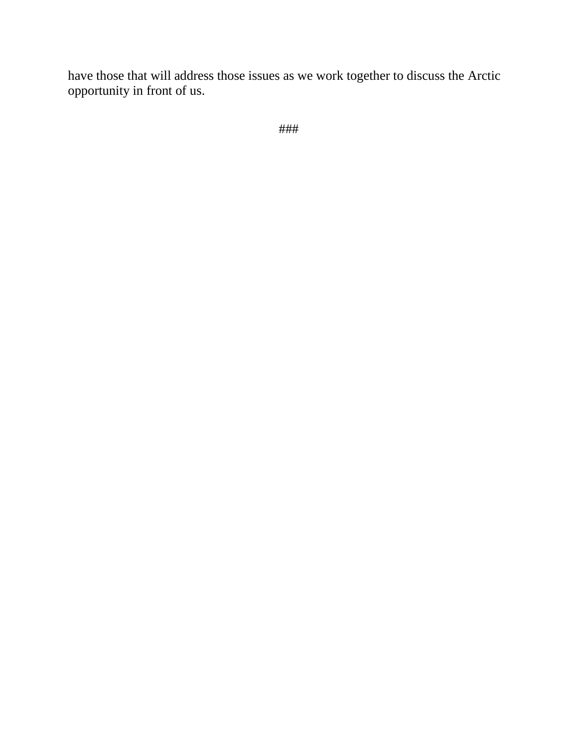have those that will address those issues as we work together to discuss the Arctic opportunity in front of us.

###